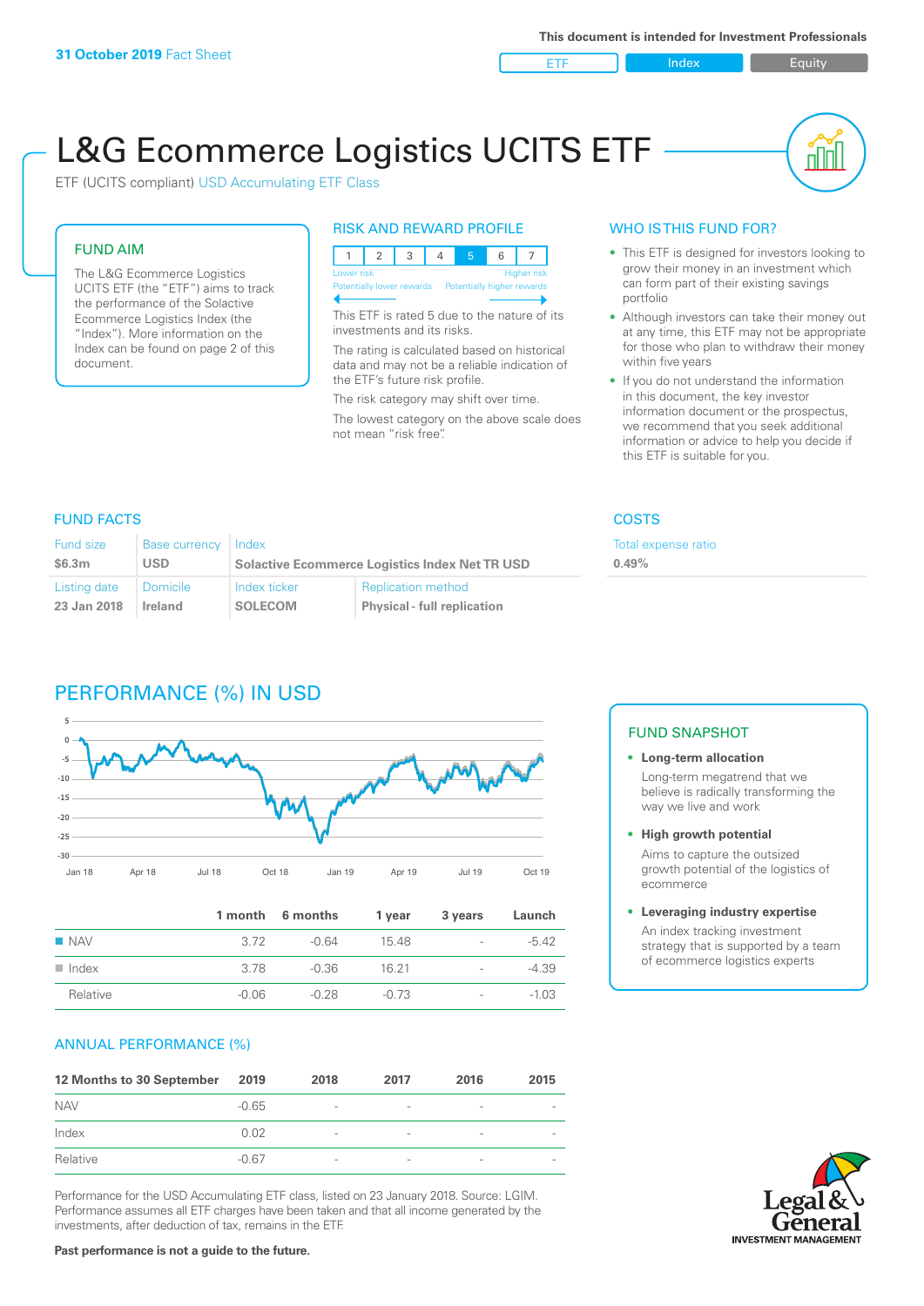**31 October 2019** Fact Sheet

This document is intended for Investment Professionals

ETF | Index | Equity

# L&G Ecommerce Logistics UCITS ETF

ETF (UCITS compliant) USD Accumulating ETF Class

## FUND AIM

The L&G Ecommerce Logistics UCITS ETF (the "ETF") aims to track the performance of the Solactive Ecommerce Logistics Index (the "Index"). More information on the Index can be found on page 2 of this document.

## RISK AND REWARD PROFILE

| 1 | 2 | 3 | 4 | **5** | 6 | 7 |
|---|---|---|---|---|---|---|

Lower risk — Potentially lower rewards | Higher risk — Potentially higher rewards

This ETF is rated 5 due to the nature of its investments and its risks.

The rating is calculated based on historical data and may not be a reliable indication of the ETF's future risk profile.

The risk category may shift over time.

The lowest category on the above scale does not mean "risk free".

## WHO IS THIS FUND FOR?

- This ETF is designed for investors looking to grow their money in an investment which can form part of their existing savings portfolio
- Although investors can take their money out at any time, this ETF may not be appropriate for those who plan to withdraw their money within five years
- If you do not understand the information in this document, the key investor information document or the prospectus, we recommend that you seek additional information or advice to help you decide if this ETF is suitable for you.

## FUND FACTS

| Fund size | Base currency | Index | |
|---|---|---|---|
| $6.3m | USD | Solactive Ecommerce Logistics Index Net TR USD | |
| **Listing date** | **Domicile** | **Index ticker** | **Replication method** |
| 23 Jan 2018 | Ireland | SOLECOM | Physical - full replication |

## COSTS

| Total expense ratio |
|---|
| 0.49% |

## PERFORMANCE (%) IN USD

| | 1 month | 6 months | 1 year | 3 years | Launch |
|---|---|---|---|---|---|
| NAV | 3.72 | -0.64 | 15.48 | - | -5.42 |
| Index | 3.78 | -0.36 | 16.21 | - | -4.39 |
| Relative | -0.06 | -0.28 | -0.73 | - | -1.03 |

## ANNUAL PERFORMANCE (%)

| 12 Months to 30 September | 2019 | 2018 | 2017 | 2016 | 2015 |
|---|---|---|---|---|---|
| NAV | -0.65 | - | - | - | - |
| Index | 0.02 | - | - | - | - |
| Relative | -0.67 | - | - | - | - |

Performance for the USD Accumulating ETF class, listed on 23 January 2018. Source: LGIM. Performance assumes all ETF charges have been taken and that all income generated by the investments, after deduction of tax, remains in the ETF.

**Past performance is not a guide to the future.**

## FUND SNAPSHOT

- **Long-term allocation**
  Long-term megatrend that we believe is radically transforming the way we live and work
- **High growth potential**
  Aims to capture the outsized growth potential of the logistics of ecommerce
- **Leveraging industry expertise**
  An index tracking investment strategy that is supported by a team of ecommerce logistics experts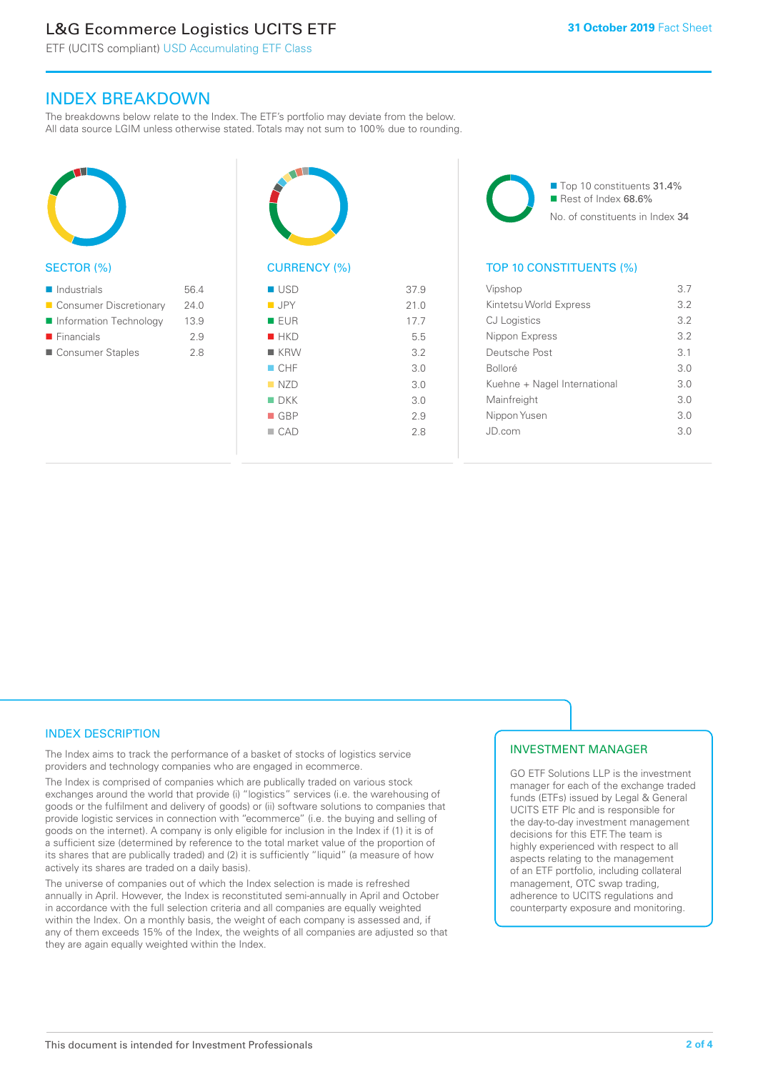# L&G Ecommerce Logistics UCITS ETF

ETF (UCITS compliant) USD Accumulating ETF Class

**31 October 2019** Fact Sheet

## INDEX BREAKDOWN

The breakdowns below relate to the Index. The ETF's portfolio may deviate from the below. All data source LGIM unless otherwise stated. Totals may not sum to 100% due to rounding.

### SECTOR (%)

| Sector | % |
|---|---|
| Industrials | 56.4 |
| Consumer Discretionary | 24.0 |
| Information Technology | 13.9 |
| Financials | 2.9 |
| Consumer Staples | 2.8 |

### CURRENCY (%)

| Currency | % |
|---|---|
| USD | 37.9 |
| JPY | 21.0 |
| EUR | 17.7 |
| HKD | 5.5 |
| KRW | 3.2 |
| CHF | 3.0 |
| NZD | 3.0 |
| DKK | 3.0 |
| GBP | 2.9 |
| CAD | 2.8 |

- Top 10 constituents 31.4%
- Rest of Index 68.6%

No. of constituents in Index 34

### TOP 10 CONSTITUENTS (%)

| Constituent | % |
|---|---|
| Vipshop | 3.7 |
| Kintetsu World Express | 3.2 |
| CJ Logistics | 3.2 |
| Nippon Express | 3.2 |
| Deutsche Post | 3.1 |
| Bolloré | 3.0 |
| Kuehne + Nagel International | 3.0 |
| Mainfreight | 3.0 |
| Nippon Yusen | 3.0 |
| JD.com | 3.0 |

## INDEX DESCRIPTION

The Index aims to track the performance of a basket of stocks of logistics service providers and technology companies who are engaged in ecommerce.

The Index is comprised of companies which are publically traded on various stock exchanges around the world that provide (i) "logistics" services (i.e. the warehousing of goods or the fulfilment and delivery of goods) or (ii) software solutions to companies that provide logistic services in connection with "ecommerce" (i.e. the buying and selling of goods on the internet). A company is only eligible for inclusion in the Index if (1) it is of a sufficient size (determined by reference to the total market value of the proportion of its shares that are publically traded) and (2) it is sufficiently "liquid" (a measure of how actively its shares are traded on a daily basis).

The universe of companies out of which the Index selection is made is refreshed annually in April. However, the Index is reconstituted semi-annually in April and October in accordance with the full selection criteria and all companies are equally weighted within the Index. On a monthly basis, the weight of each company is assessed and, if any of them exceeds 15% of the Index, the weights of all companies are adjusted so that they are again equally weighted within the Index.

## INVESTMENT MANAGER

GO ETF Solutions LLP is the investment manager for each of the exchange traded funds (ETFs) issued by Legal & General UCITS ETF Plc and is responsible for the day-to-day investment management decisions for this ETF. The team is highly experienced with respect to all aspects relating to the management of an ETF portfolio, including collateral management, OTC swap trading, adherence to UCITS regulations and counterparty exposure and monitoring.

This document is intended for Investment Professionals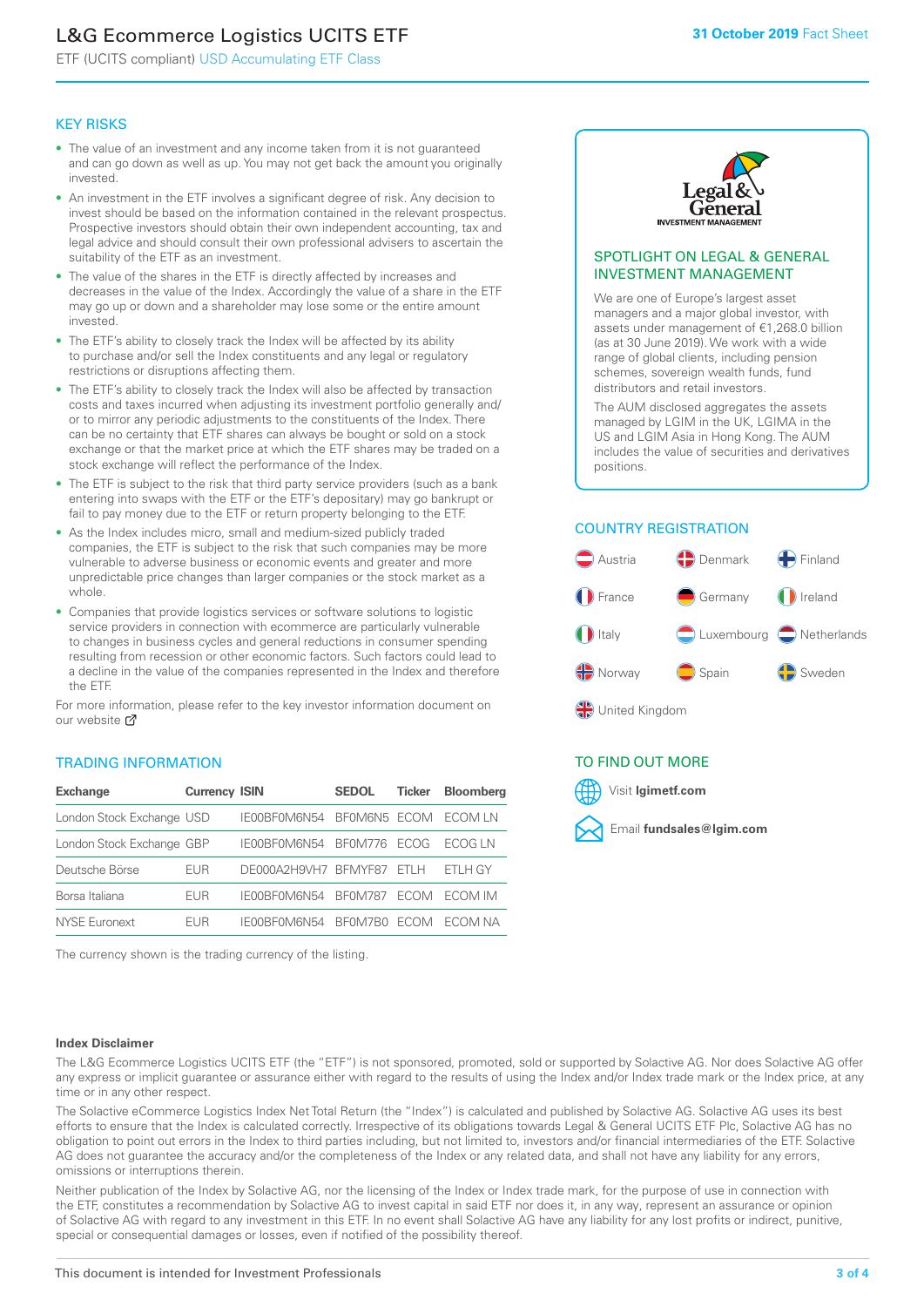# L&G Ecommerce Logistics UCITS ETF

ETF (UCITS compliant) USD Accumulating ETF Class

31 October 2019 Fact Sheet

## KEY RISKS

- The value of an investment and any income taken from it is not guaranteed and can go down as well as up. You may not get back the amount you originally invested.
- An investment in the ETF involves a significant degree of risk. Any decision to invest should be based on the information contained in the relevant prospectus. Prospective investors should obtain their own independent accounting, tax and legal advice and should consult their own professional advisers to ascertain the suitability of the ETF as an investment.
- The value of the shares in the ETF is directly affected by increases and decreases in the value of the Index. Accordingly the value of a share in the ETF may go up or down and a shareholder may lose some or the entire amount invested.
- The ETF's ability to closely track the Index will be affected by its ability to purchase and/or sell the Index constituents and any legal or regulatory restrictions or disruptions affecting them.
- The ETF's ability to closely track the Index will also be affected by transaction costs and taxes incurred when adjusting its investment portfolio generally and/or to mirror any periodic adjustments to the constituents of the Index. There can be no certainty that ETF shares can always be bought or sold on a stock exchange or that the market price at which the ETF shares may be traded on a stock exchange will reflect the performance of the Index.
- The ETF is subject to the risk that third party service providers (such as a bank entering into swaps with the ETF or the ETF's depositary) may go bankrupt or fail to pay money due to the ETF or return property belonging to the ETF.
- As the Index includes micro, small and medium-sized publicly traded companies, the ETF is subject to the risk that such companies may be more vulnerable to adverse business or economic events and greater and more unpredictable price changes than larger companies or the stock market as a whole.
- Companies that provide logistics services or software solutions to logistic service providers in connection with ecommerce are particularly vulnerable to changes in business cycles and general reductions in consumer spending resulting from recession or other economic factors. Such factors could lead to a decline in the value of the companies represented in the Index and therefore the ETF.

For more information, please refer to the key investor information document on our website

## TRADING INFORMATION

| Exchange | Currency | ISIN | SEDOL | Ticker | Bloomberg |
|---|---|---|---|---|---|
| London Stock Exchange | USD | IE00BF0M6N54 | BF0M6N5 | ECOM | ECOM LN |
| London Stock Exchange | GBP | IE00BF0M6N54 | BF0M776 | ECOG | ECOG LN |
| Deutsche Börse | EUR | DE000A2H9VH7 | BFMYF87 | ETLH | ETLH GY |
| Borsa Italiana | EUR | IE00BF0M6N54 | BF0M787 | ECOM | ECOM IM |
| NYSE Euronext | EUR | IE00BF0M6N54 | BF0M7B0 | ECOM | ECOM NA |

The currency shown is the trading currency of the listing.

## SPOTLIGHT ON LEGAL & GENERAL INVESTMENT MANAGEMENT

We are one of Europe's largest asset managers and a major global investor, with assets under management of €1,268.0 billion (as at 30 June 2019). We work with a wide range of global clients, including pension schemes, sovereign wealth funds, fund distributors and retail investors.

The AUM disclosed aggregates the assets managed by LGIM in the UK, LGIMA in the US and LGIM Asia in Hong Kong. The AUM includes the value of securities and derivatives positions.

## COUNTRY REGISTRATION

- Austria
- Denmark
- Finland
- France
- Germany
- Ireland
- Italy
- Luxembourg
- Netherlands
- Norway
- Spain
- Sweden
- United Kingdom

## TO FIND OUT MORE

Visit **lgimetf.com**

Email **fundsales@lgim.com**

### Index Disclaimer

The L&G Ecommerce Logistics UCITS ETF (the "ETF") is not sponsored, promoted, sold or supported by Solactive AG. Nor does Solactive AG offer any express or implicit guarantee or assurance either with regard to the results of using the Index and/or Index trade mark or the Index price, at any time or in any other respect.

The Solactive eCommerce Logistics Index Net Total Return (the "Index") is calculated and published by Solactive AG. Solactive AG uses its best efforts to ensure that the Index is calculated correctly. Irrespective of its obligations towards Legal & General UCITS ETF Plc, Solactive AG has no obligation to point out errors in the Index to third parties including, but not limited to, investors and/or financial intermediaries of the ETF. Solactive AG does not guarantee the accuracy and/or the completeness of the Index or any related data, and shall not have any liability for any errors, omissions or interruptions therein.

Neither publication of the Index by Solactive AG, nor the licensing of the Index or Index trade mark, for the purpose of use in connection with the ETF, constitutes a recommendation by Solactive AG to invest capital in said ETF nor does it, in any way, represent an assurance or opinion of Solactive AG with regard to any investment in this ETF. In no event shall Solactive AG have any liability for any lost profits or indirect, punitive, special or consequential damages or losses, even if notified of the possibility thereof.

This document is intended for Investment Professionals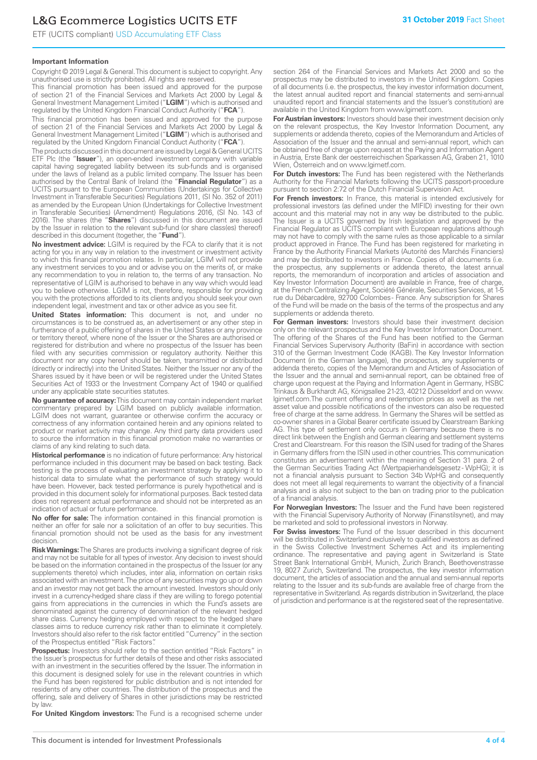## Important Information

Copyright © 2019 Legal & General. This document is subject to copyright. Any unauthorised use is strictly prohibited. All rights are reserved.

This financial promotion has been issued and approved for the purpose of section 21 of the Financial Services and Markets Act 2000 by Legal & General Investment Management Limited ("**LGIM**") which is authorised and regulated by the United Kingdom Financial Conduct Authority ("**FCA**").

This financial promotion has been issued and approved for the purpose of section 21 of the Financial Services and Markets Act 2000 by Legal & General Investment Management Limited ("**LGIM**") which is authorised and regulated by the United Kingdom Financial Conduct Authority ("**FCA**").

The products discussed in this document are issued by Legal & General UCITS ETF Plc (the "**Issuer**"), an open-ended investment company with variable capital having segregated liability between its sub-funds and is organised under the laws of Ireland as a public limited company. The Issuer has been authorised by the Central Bank of Ireland (the "**Financial Regulator**") as a UCITS pursuant to the European Communities (Undertakings for Collective Investment in Transferable Securities) Regulations 2011, (SI No. 352 of 2011) as amended by the European Union (Undertakings for Collective Investment in Transferable Securities) (Amendment) Regulations 2016, (SI No. 143 of 2016). The shares (the "**Shares**") discussed in this document are issued by the Issuer in relation to the relevant sub-fund (or share class(es) thereof) described in this document (together, the "**Fund**").

**No investment advice:** LGIM is required by the FCA to clarify that it is not acting for you in any way in relation to the investment or investment activity to which this financial promotion relates. In particular, LGIM will not provide any investment services to you and or advise you on the merits of, or make any recommendation to you in relation to, the terms of any transaction. No representative of LGIM is authorised to behave in any way which would lead you to believe otherwise. LGIM is not, therefore, responsible for providing you with the protections afforded to its clients and you should seek your own independent legal, investment and tax or other advice as you see fit.

**United States information:** This document is not, and under no circumstances is to be construed as, an advertisement or any other step in furtherance of a public offering of shares in the United States or any province or territory thereof, where none of the Issuer or the Shares are authorised or registered for distribution and where no prospectus of the Issuer has been filed with any securities commission or regulatory authority. Neither this document nor any copy hereof should be taken, transmitted or distributed (directly or indirectly) into the United States. Neither the Issuer nor any of the Shares issued by it have been or will be registered under the United States Securities Act of 1933 or the Investment Company Act of 1940 or qualified under any applicable state securities statutes.

**No guarantee of accuracy:** This document may contain independent market commentary prepared by LGIM based on publicly available information. LGIM does not warrant, guarantee or otherwise confirm the accuracy or correctness of any information contained herein and any opinions related to product or market activity may change. Any third party data providers used to source the information in this financial promotion make no warranties or claims of any kind relating to such data.

**Historical performance** is no indication of future performance: Any historical performance included in this document may be based on back testing. Back testing is the process of evaluating an investment strategy by applying it to historical data to simulate what the performance of such strategy would have been. However, back tested performance is purely hypothetical and is provided in this document solely for informational purposes. Back tested data does not represent actual performance and should not be interpreted as an indication of actual or future performance.

**No offer for sale:** The information contained in this financial promotion is neither an offer for sale nor a solicitation of an offer to buy securities. This financial promotion should not be used as the basis for any investment decision.

**Risk Warnings:** The Shares are products involving a significant degree of risk and may not be suitable for all types of investor. Any decision to invest should be based on the information contained in the prospectus of the Issuer (or any supplements thereto) which includes, inter alia, information on certain risks associated with an investment. The price of any securities may go up or down and an investor may not get back the amount invested. Investors should only invest in a currency-hedged share class if they are willing to forego potential gains from appreciations in the currencies in which the Fund's assets are denominated against the currency of denomination of the relevant hedged share class. Currency hedging employed with respect to the hedged share classes aims to reduce currency risk rather than to eliminate it completely. Investors should also refer to the risk factor entitled "Currency" in the section of the Prospectus entitled "Risk Factors".

**Prospectus:** Investors should refer to the section entitled "Risk Factors" in the Issuer's prospectus for further details of these and other risks associated with an investment in the securities offered by the Issuer. The information in this document is designed solely for use in the relevant countries in which the Fund has been registered for public distribution and is not intended for residents of any other countries. The distribution of the prospectus and the offering, sale and delivery of Shares in other jurisdictions may be restricted by law.

**For United Kingdom investors:** The Fund is a recognised scheme under section 264 of the Financial Services and Markets Act 2000 and so the prospectus may be distributed to investors in the United Kingdom. Copies of all documents (i.e. the prospectus, the key investor information document, the latest annual audited report and financial statements and semi-annual unaudited report and financial statements and the Issuer's constitution) are available in the United Kingdom from www.lgimetf.com.

**For Austrian investors:** Investors should base their investment decision only on the relevant prospectus, the Key Investor Information Document, any supplements or addenda thereto, copies of the Memorandum and Articles of Association of the Issuer and the annual and semi-annual report, which can be obtained free of charge upon request at the Paying and Information Agent in Austria, Erste Bank der oesterreichischen Sparkassen AG, Graben 21, 1010 Wien, Österreich and on www.lgimetf.com.

**For Dutch investors:** The Fund has been registered with the Netherlands Authority for the Financial Markets following the UCITS passport-procedure pursuant to section 2:72 of the Dutch Financial Supervision Act.

**For French investors:** In France, this material is intended exclusively for professional investors (as defined under the MIFID) investing for their own account and this material may not in any way be distributed to the public. The Issuer is a UCITS governed by Irish legislation and approved by the Financial Regulator as UCITS compliant with European regulations although may not have to comply with the same rules as those applicable to a similar product approved in France. The Fund has been registered for marketing in France by the Authority Financial Markets (Autorité des Marchés Financiers) and may be distributed to investors in France. Copies of all documents (i.e. the prospectus, any supplements or addenda thereto, the latest annual reports, the memorandum of incorporation and articles of association and Key Investor Information Document) are available in France, free of charge, at the French Centralizing Agent, Société Générale, Securities Services, at 1-5 rue du Débarcadère, 92700 Colombes - France. Any subscription for Shares of the Fund will be made on the basis of the terms of the prospectus and any supplements or addenda thereto.

**For German investors:** Investors should base their investment decision only on the relevant prospectus and the Key Investor Information Document. The offering of the Shares of the Fund has been notified to the German Financial Services Supervisory Authority (BaFin) in accordance with section 310 of the German Investment Code (KAGB). The Key Investor Information Document (in the German language), the prospectus, any supplements or addenda thereto, copies of the Memorandum and Articles of Association of the Issuer and the annual and semi-annual report, can be obtained free of charge upon request at the Paying and Information Agent in Germany, HSBC Trinkaus & Burkhardt AG, Königsallee 21-23, 40212 Düsseldorf and on www.lgimetf.com. The current offering and redemption prices as well as the net asset value and possible notifications of the investors can also be requested free of charge at the same address. In Germany the Shares will be settled as co-owner shares in a Global Bearer certificate issued by Clearstream Banking AG. This type of settlement only occurs in Germany because there is no direct link between the English and German clearing and settlement systems Crest and Clearstream. For this reason the ISIN used for trading of the Shares in Germany differs from the ISIN used in other countries. This communication constitutes an advertisement within the meaning of Section 31 para. 2 of the German Securities Trading Act (Wertpapierhandelsgesetz - WpHG); it is not a financial analysis pursuant to Section 34b WpHG and consequently does not meet all legal requirements to warrant the objectivity of a financial analysis and is also not subject to the ban on trading prior to the publication of a financial analysis.

**For Norwegian Investors:** The Issuer and the Fund have been registered with the Financial Supervisory Authority of Norway (Finanstilsynet), and may be marketed and sold to professional investors in Norway.

**For Swiss investors:** The Fund of the Issuer described in this document will be distributed in Switzerland exclusively to qualified investors as defined in the Swiss Collective Investment Schemes Act and its implementing ordinance. The representative and paying agent in Switzerland is State Street Bank International GmbH, Munich, Zurich Branch, Beethovenstrasse 19, 8027 Zurich, Switzerland. The prospectus, the key investor information document, the articles of association and the annual and semi-annual reports relating to the Issuer and its sub-funds are available free of charge from the representative in Switzerland. As regards distribution in Switzerland, the place of jurisdiction and performance is at the registered seat of the representative.